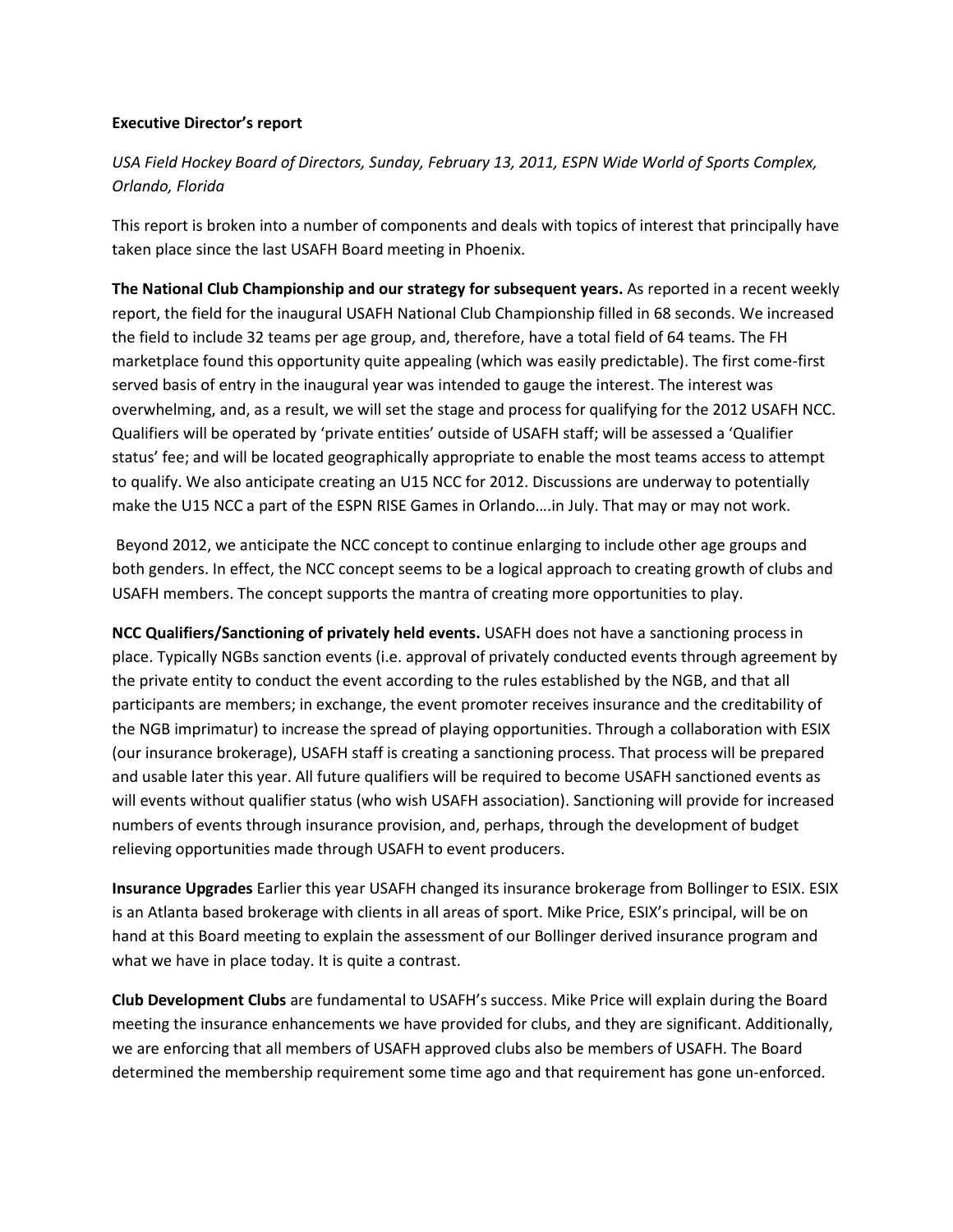**Executive Director's report**

*USA Field Hockey Board of Directors, Sunday, February 13, 2011, ESPN Wide World of Sports Complex, Orlando, Florida*

This report is broken into a number of components and deals with topics of interest that principally have taken place since the last USAFH Board meeting in Phoenix.

**The National Club Championship and our strategy for subsequent years.** As reported in a recent weekly report, the field for the inaugural USAFH National Club Championship filled in 68 seconds. We increased the field to include 32 teams per age group, and, therefore, have a total field of 64 teams. The FH marketplace found this opportunity quite appealing (which was easily predictable). The first come-first served basis of entry in the inaugural year was intended to gauge the interest. The interest was overwhelming, and, as a result, we will set the stage and process for qualifying for the 2012 USAFH NCC. Qualifiers will be operated by 'private entities' outside of USAFH staff; will be assessed a 'Qualifier status' fee; and will be located geographically appropriate to enable the most teams access to attempt to qualify. We also anticipate creating an U15 NCC for 2012. Discussions are underway to potentially make the U15 NCC a part of the ESPN RISE Games in Orlando….in July. That may or may not work.

Beyond 2012, we anticipate the NCC concept to continue enlarging to include other age groups and both genders. In effect, the NCC concept seems to be a logical approach to creating growth of clubs and USAFH members. The concept supports the mantra of creating more opportunities to play.

**NCC Qualifiers/Sanctioning of privately held events.** USAFH does not have a sanctioning process in place. Typically NGBs sanction events (i.e. approval of privately conducted events through agreement by the private entity to conduct the event according to the rules established by the NGB, and that all participants are members; in exchange, the event promoter receives insurance and the creditability of the NGB imprimatur) to increase the spread of playing opportunities. Through a collaboration with ESIX (our insurance brokerage), USAFH staff is creating a sanctioning process. That process will be prepared and usable later this year. All future qualifiers will be required to become USAFH sanctioned events as will events without qualifier status (who wish USAFH association). Sanctioning will provide for increased numbers of events through insurance provision, and, perhaps, through the development of budget relieving opportunities made through USAFH to event producers.

**Insurance Upgrades** Earlier this year USAFH changed its insurance brokerage from Bollinger to ESIX. ESIX is an Atlanta based brokerage with clients in all areas of sport. Mike Price, ESIX's principal, will be on hand at this Board meeting to explain the assessment of our Bollinger derived insurance program and what we have in place today. It is quite a contrast.

**Club Development Clubs** are fundamental to USAFH's success. Mike Price will explain during the Board meeting the insurance enhancements we have provided for clubs, and they are significant. Additionally, we are enforcing that all members of USAFH approved clubs also be members of USAFH. The Board determined the membership requirement some time ago and that requirement has gone un-enforced.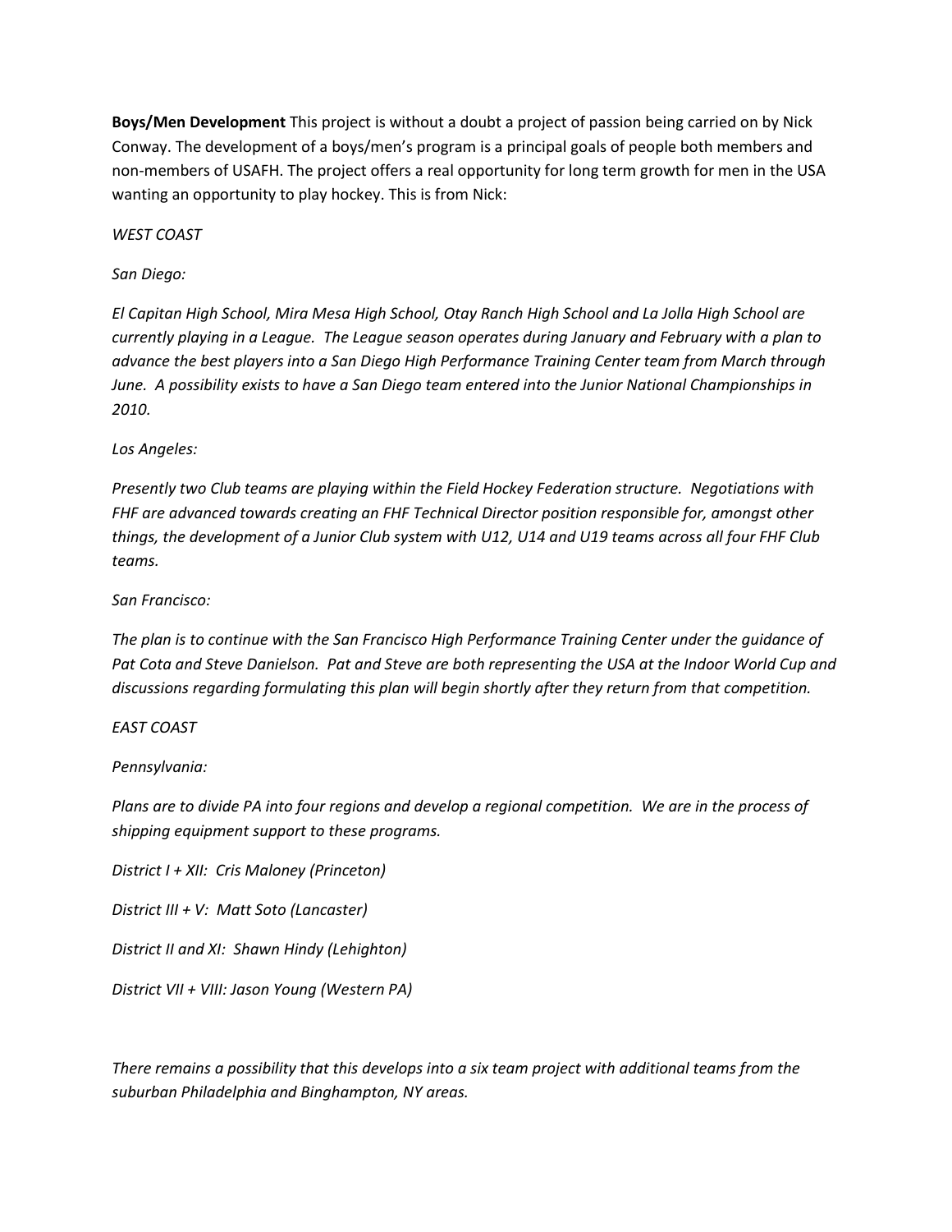**Boys/Men Development** This project is without a doubt a project of passion being carried on by Nick Conway. The development of a boys/men's program is a principal goals of people both members and non-members of USAFH. The project offers a real opportunity for long term growth for men in the USA wanting an opportunity to play hockey. This is from Nick:

*WEST COAST*

*San Diego:*

*El Capitan High School, Mira Mesa High School, Otay Ranch High School and La Jolla High School are currently playing in a League. The League season operates during January and February with a plan to advance the best players into a San Diego High Performance Training Center team from March through June. A possibility exists to have a San Diego team entered into the Junior National Championships in 2010.*

*Los Angeles:*

*Presently two Club teams are playing within the Field Hockey Federation structure. Negotiations with FHF are advanced towards creating an FHF Technical Director position responsible for, amongst other things, the development of a Junior Club system with U12, U14 and U19 teams across all four FHF Club teams.*

*San Francisco:*

*The plan is to continue with the San Francisco High Performance Training Center under the guidance of Pat Cota and Steve Danielson. Pat and Steve are both representing the USA at the Indoor World Cup and discussions regarding formulating this plan will begin shortly after they return from that competition.*

*EAST COAST*

*Pennsylvania:*

*Plans are to divide PA into four regions and develop a regional competition. We are in the process of shipping equipment support to these programs.*

*District I + XII: Cris Maloney (Princeton)*

*District III + V: Matt Soto (Lancaster)*

*District II and XI: Shawn Hindy (Lehighton)*

*District VII + VIII: Jason Young (Western PA)*

*There remains a possibility that this develops into a six team project with additional teams from the suburban Philadelphia and Binghampton, NY areas.*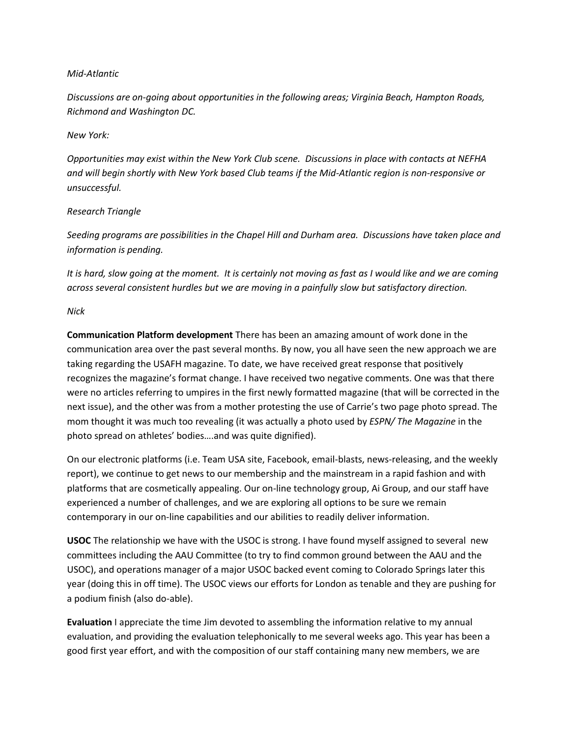*Mid-Atlantic*

*Discussions are on-going about opportunities in the following areas; Virginia Beach, Hampton Roads, Richmond and Washington DC.*

*New York:*

*Opportunities may exist within the New York Club scene. Discussions in place with contacts at NEFHA and will begin shortly with New York based Club teams if the Mid-Atlantic region is non-responsive or unsuccessful.*

*Research Triangle*

*Seeding programs are possibilities in the Chapel Hill and Durham area. Discussions have taken place and information is pending.*

*It is hard, slow going at the moment. It is certainly not moving as fast as I would like and we are coming across several consistent hurdles but we are moving in a painfully slow but satisfactory direction.*

*Nick*

**Communication Platform development** There has been an amazing amount of work done in the communication area over the past several months. By now, you all have seen the new approach we are taking regarding the USAFH magazine. To date, we have received great response that positively recognizes the magazine's format change. I have received two negative comments. One was that there were no articles referring to umpires in the first newly formatted magazine (that will be corrected in the next issue), and the other was from a mother protesting the use of Carrie's two page photo spread. The mom thought it was much too revealing (it was actually a photo used by *ESPN/ The Magazine* in the photo spread on athletes' bodies….and was quite dignified).

On our electronic platforms (i.e. Team USA site, Facebook, email-blasts, news-releasing, and the weekly report), we continue to get news to our membership and the mainstream in a rapid fashion and with platforms that are cosmetically appealing. Our on-line technology group, Ai Group, and our staff have experienced a number of challenges, and we are exploring all options to be sure we remain contemporary in our on-line capabilities and our abilities to readily deliver information.

**USOC** The relationship we have with the USOC is strong. I have found myself assigned to several new committees including the AAU Committee (to try to find common ground between the AAU and the USOC), and operations manager of a major USOC backed event coming to Colorado Springs later this year (doing this in off time). The USOC views our efforts for London as tenable and they are pushing for a podium finish (also do-able).

**Evaluation** I appreciate the time Jim devoted to assembling the information relative to my annual evaluation, and providing the evaluation telephonically to me several weeks ago. This year has been a good first year effort, and with the composition of our staff containing many new members, we are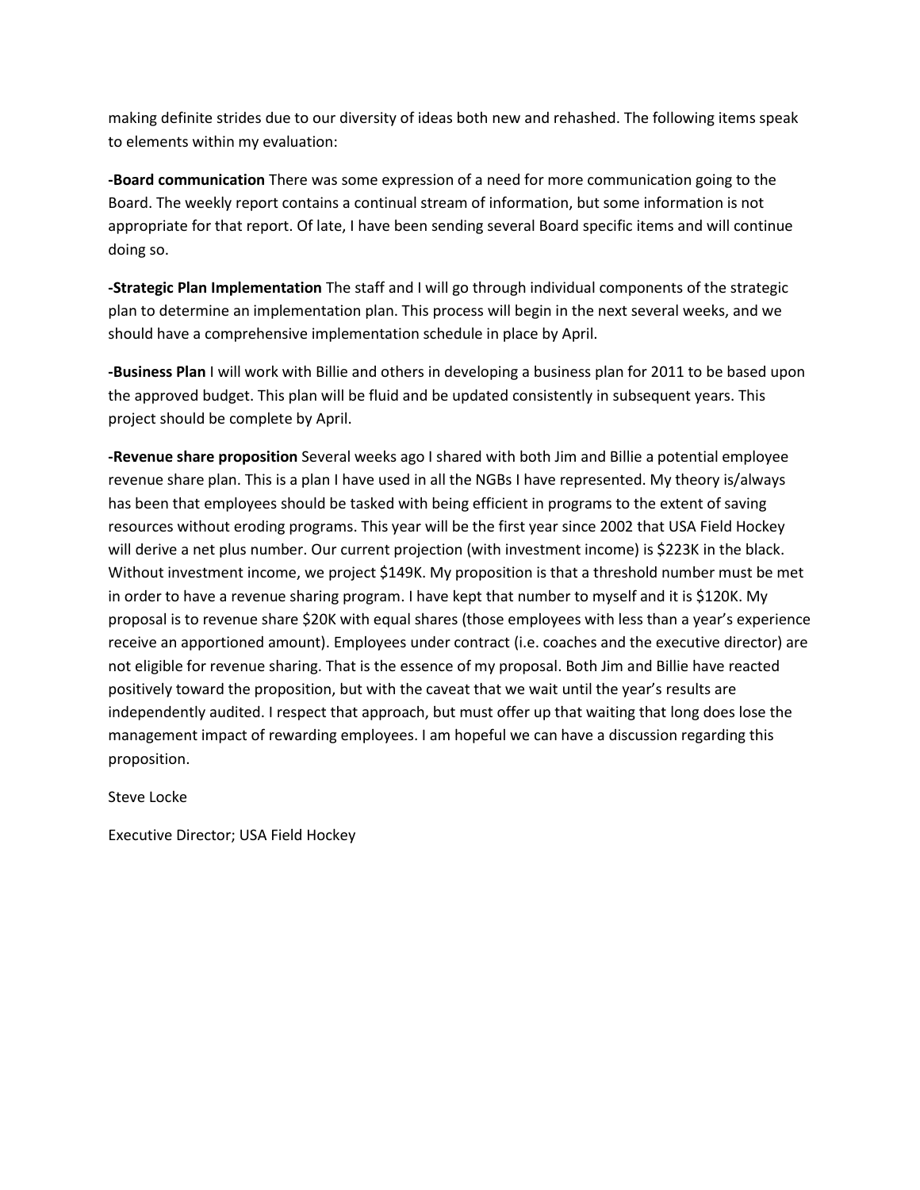making definite strides due to our diversity of ideas both new and rehashed. The following items speak to elements within my evaluation:

**-Board communication** There was some expression of a need for more communication going to the Board. The weekly report contains a continual stream of information, but some information is not appropriate for that report. Of late, I have been sending several Board specific items and will continue doing so.

**-Strategic Plan Implementation** The staff and I will go through individual components of the strategic plan to determine an implementation plan. This process will begin in the next several weeks, and we should have a comprehensive implementation schedule in place by April.

**-Business Plan** I will work with Billie and others in developing a business plan for 2011 to be based upon the approved budget. This plan will be fluid and be updated consistently in subsequent years. This project should be complete by April.

**-Revenue share proposition** Several weeks ago I shared with both Jim and Billie a potential employee revenue share plan. This is a plan I have used in all the NGBs I have represented. My theory is/always has been that employees should be tasked with being efficient in programs to the extent of saving resources without eroding programs. This year will be the first year since 2002 that USA Field Hockey will derive a net plus number. Our current projection (with investment income) is $223K in the black. Without investment income, we project $149K. My proposition is that a threshold number must be met in order to have a revenue sharing program. I have kept that number to myself and it is $120K. My proposal is to revenue share $20K with equal shares (those employees with less than a year's experience receive an apportioned amount). Employees under contract (i.e. coaches and the executive director) are not eligible for revenue sharing. That is the essence of my proposal. Both Jim and Billie have reacted positively toward the proposition, but with the caveat that we wait until the year's results are independently audited. I respect that approach, but must offer up that waiting that long does lose the management impact of rewarding employees. I am hopeful we can have a discussion regarding this proposition.

Steve Locke

Executive Director; USA Field Hockey